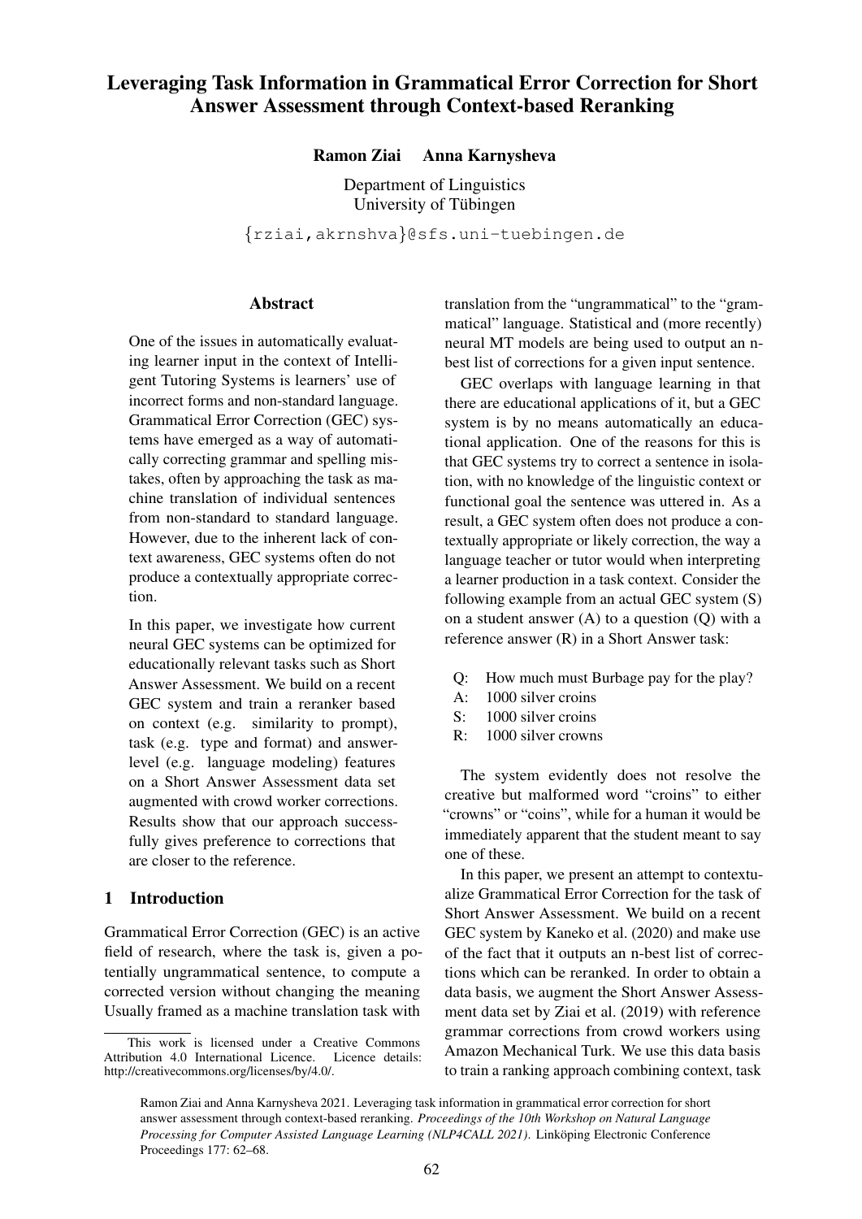# Leveraging Task Information in Grammatical Error Correction for Short Answer Assessment through Context-based Reranking

**Ramon Ziai Anna Karnysheva**

Department of Linguistics
University of Tübingen

{rziai,akrnshva}@sfs.uni-tuebingen.de

## Abstract

One of the issues in automatically evaluating learner input in the context of Intelligent Tutoring Systems is learners' use of incorrect forms and non-standard language. Grammatical Error Correction (GEC) systems have emerged as a way of automatically correcting grammar and spelling mistakes, often by approaching the task as machine translation of individual sentences from non-standard to standard language. However, due to the inherent lack of context awareness, GEC systems often do not produce a contextually appropriate correction.

In this paper, we investigate how current neural GEC systems can be optimized for educationally relevant tasks such as Short Answer Assessment. We build on a recent GEC system and train a reranker based on context (e.g. similarity to prompt), task (e.g. type and format) and answer-level (e.g. language modeling) features on a Short Answer Assessment data set augmented with crowd worker corrections. Results show that our approach successfully gives preference to corrections that are closer to the reference.

## 1 Introduction

Grammatical Error Correction (GEC) is an active field of research, where the task is, given a potentially ungrammatical sentence, to compute a corrected version without changing the meaning Usually framed as a machine translation task with translation from the "ungrammatical" to the "grammatical" language. Statistical and (more recently) neural MT models are being used to output an n-best list of corrections for a given input sentence.

GEC overlaps with language learning in that there are educational applications of it, but a GEC system is by no means automatically an educational application. One of the reasons for this is that GEC systems try to correct a sentence in isolation, with no knowledge of the linguistic context or functional goal the sentence was uttered in. As a result, a GEC system often does not produce a contextually appropriate or likely correction, the way a language teacher or tutor would when interpreting a learner production in a task context. Consider the following example from an actual GEC system (S) on a student answer (A) to a question (Q) with a reference answer (R) in a Short Answer task:

Q: How much must Burbage pay for the play?
A: 1000 silver croins
S: 1000 silver croins
R: 1000 silver crowns

The system evidently does not resolve the creative but malformed word "croins" to either "crowns" or "coins", while for a human it would be immediately apparent that the student meant to say one of these.

In this paper, we present an attempt to contextualize Grammatical Error Correction for the task of Short Answer Assessment. We build on a recent GEC system by Kaneko et al. (2020) and make use of the fact that it outputs an n-best list of corrections which can be reranked. In order to obtain a data basis, we augment the Short Answer Assessment data set by Ziai et al. (2019) with reference grammar corrections from crowd workers using Amazon Mechanical Turk. We use this data basis to train a ranking approach combining context, task

This work is licensed under a Creative Commons Attribution 4.0 International Licence. Licence details: http://creativecommons.org/licenses/by/4.0/.

Ramon Ziai and Anna Karnysheva 2021. Leveraging task information in grammatical error correction for short answer assessment through context-based reranking. *Proceedings of the 10th Workshop on Natural Language Processing for Computer Assisted Language Learning (NLP4CALL 2021)*. Linköping Electronic Conference Proceedings 177: 62–68.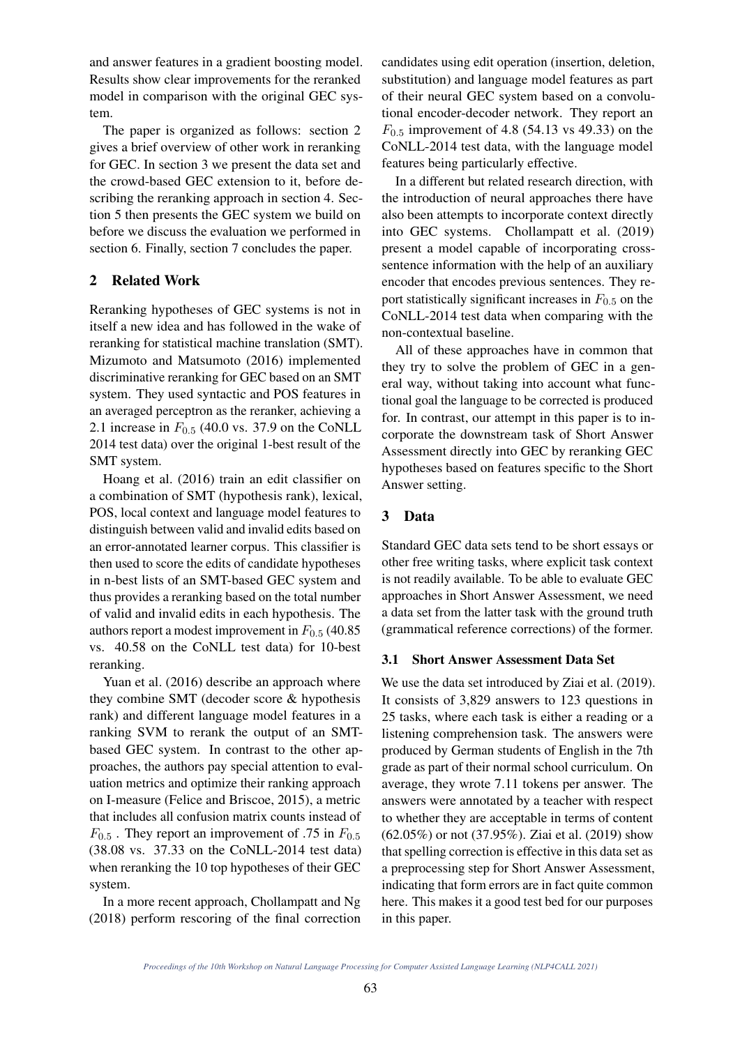and answer features in a gradient boosting model. Results show clear improvements for the reranked model in comparison with the original GEC system.

The paper is organized as follows: section 2 gives a brief overview of other work in reranking for GEC. In section 3 we present the data set and the crowd-based GEC extension to it, before describing the reranking approach in section 4. Section 5 then presents the GEC system we build on before we discuss the evaluation we performed in section 6. Finally, section 7 concludes the paper.

## 2 Related Work

Reranking hypotheses of GEC systems is not in itself a new idea and has followed in the wake of reranking for statistical machine translation (SMT). Mizumoto and Matsumoto (2016) implemented discriminative reranking for GEC based on an SMT system. They used syntactic and POS features in an averaged perceptron as the reranker, achieving a 2.1 increase in $F_{0.5}$ (40.0 vs. 37.9 on the CoNLL 2014 test data) over the original 1-best result of the SMT system.

Hoang et al. (2016) train an edit classifier on a combination of SMT (hypothesis rank), lexical, POS, local context and language model features to distinguish between valid and invalid edits based on an error-annotated learner corpus. This classifier is then used to score the edits of candidate hypotheses in n-best lists of an SMT-based GEC system and thus provides a reranking based on the total number of valid and invalid edits in each hypothesis. The authors report a modest improvement in $F_{0.5}$ (40.85 vs. 40.58 on the CoNLL test data) for 10-best reranking.

Yuan et al. (2016) describe an approach where they combine SMT (decoder score & hypothesis rank) and different language model features in a ranking SVM to rerank the output of an SMT-based GEC system. In contrast to the other approaches, the authors pay special attention to evaluation metrics and optimize their ranking approach on I-measure (Felice and Briscoe, 2015), a metric that includes all confusion matrix counts instead of $F_{0.5}$. They report an improvement of .75 in $F_{0.5}$ (38.08 vs. 37.33 on the CoNLL-2014 test data) when reranking the 10 top hypotheses of their GEC system.

In a more recent approach, Chollampatt and Ng (2018) perform rescoring of the final correction candidates using edit operation (insertion, deletion, substitution) and language model features as part of their neural GEC system based on a convolutional encoder-decoder network. They report an $F_{0.5}$ improvement of 4.8 (54.13 vs 49.33) on the CoNLL-2014 test data, with the language model features being particularly effective.

In a different but related research direction, with the introduction of neural approaches there have also been attempts to incorporate context directly into GEC systems. Chollampatt et al. (2019) present a model capable of incorporating cross-sentence information with the help of an auxiliary encoder that encodes previous sentences. They report statistically significant increases in $F_{0.5}$ on the CoNLL-2014 test data when comparing with the non-contextual baseline.

All of these approaches have in common that they try to solve the problem of GEC in a general way, without taking into account what functional goal the language to be corrected is produced for. In contrast, our attempt in this paper is to incorporate the downstream task of Short Answer Assessment directly into GEC by reranking GEC hypotheses based on features specific to the Short Answer setting.

## 3 Data

Standard GEC data sets tend to be short essays or other free writing tasks, where explicit task context is not readily available. To be able to evaluate GEC approaches in Short Answer Assessment, we need a data set from the latter task with the ground truth (grammatical reference corrections) of the former.

### 3.1 Short Answer Assessment Data Set

We use the data set introduced by Ziai et al. (2019). It consists of 3,829 answers to 123 questions in 25 tasks, where each task is either a reading or a listening comprehension task. The answers were produced by German students of English in the 7th grade as part of their normal school curriculum. On average, they wrote 7.11 tokens per answer. The answers were annotated by a teacher with respect to whether they are acceptable in terms of content (62.05%) or not (37.95%). Ziai et al. (2019) show that spelling correction is effective in this data set as a preprocessing step for Short Answer Assessment, indicating that form errors are in fact quite common here. This makes it a good test bed for our purposes in this paper.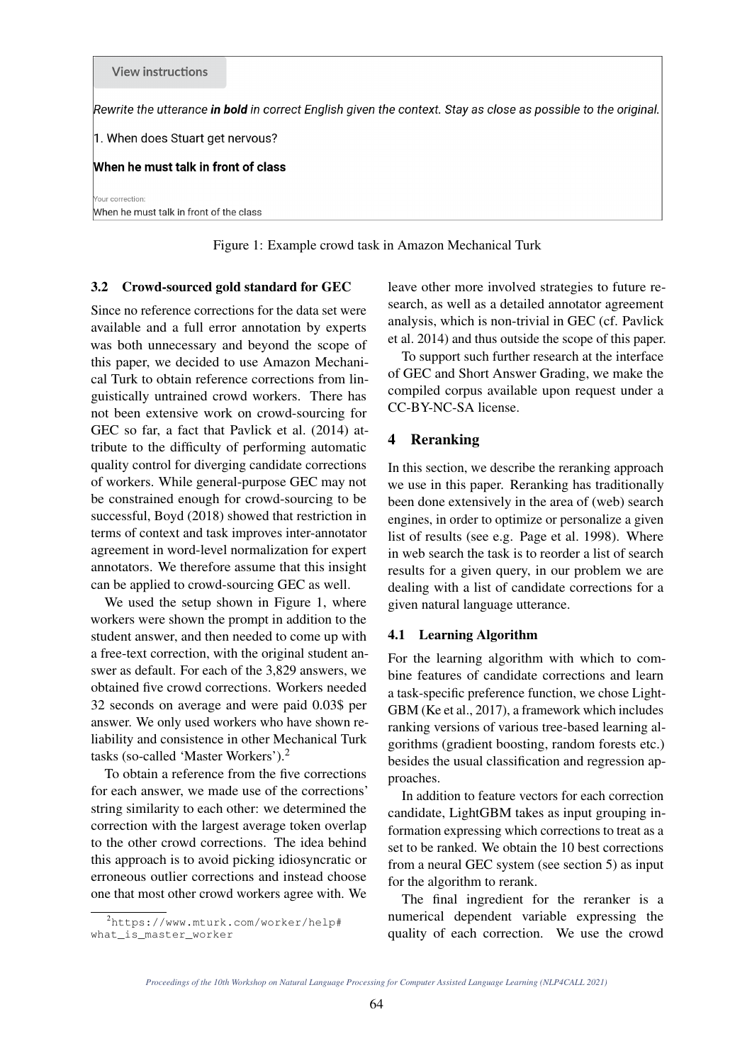View instructions

*Rewrite the utterance **in bold** in correct English given the context. Stay as close as possible to the original.*

1. When does Stuart get nervous?

**When he must talk in front of class**

Your correction:
When he must talk in front of the class

Figure 1: Example crowd task in Amazon Mechanical Turk

### 3.2 Crowd-sourced gold standard for GEC

Since no reference corrections for the data set were available and a full error annotation by experts was both unnecessary and beyond the scope of this paper, we decided to use Amazon Mechanical Turk to obtain reference corrections from linguistically untrained crowd workers. There has not been extensive work on crowd-sourcing for GEC so far, a fact that Pavlick et al. (2014) attribute to the difficulty of performing automatic quality control for diverging candidate corrections of workers. While general-purpose GEC may not be constrained enough for crowd-sourcing to be successful, Boyd (2018) showed that restriction in terms of context and task improves inter-annotator agreement in word-level normalization for expert annotators. We therefore assume that this insight can be applied to crowd-sourcing GEC as well.

We used the setup shown in Figure 1, where workers were shown the prompt in addition to the student answer, and then needed to come up with a free-text correction, with the original student answer as default. For each of the 3,829 answers, we obtained five crowd corrections. Workers needed 32 seconds on average and were paid 0.03$ per answer. We only used workers who have shown reliability and consistence in other Mechanical Turk tasks (so-called 'Master Workers').[2]

To obtain a reference from the five corrections for each answer, we made use of the corrections' string similarity to each other: we determined the correction with the largest average token overlap to the other crowd corrections. The idea behind this approach is to avoid picking idiosyncratic or erroneous outlier corrections and instead choose one that most other crowd workers agree with. We leave other more involved strategies to future research, as well as a detailed annotator agreement analysis, which is non-trivial in GEC (cf. Pavlick et al. 2014) and thus outside the scope of this paper.

To support such further research at the interface of GEC and Short Answer Grading, we make the compiled corpus available upon request under a CC-BY-NC-SA license.

## 4 Reranking

In this section, we describe the reranking approach we use in this paper. Reranking has traditionally been done extensively in the area of (web) search engines, in order to optimize or personalize a given list of results (see e.g. Page et al. 1998). Where in web search the task is to reorder a list of search results for a given query, in our problem we are dealing with a list of candidate corrections for a given natural language utterance.

### 4.1 Learning Algorithm

For the learning algorithm with which to combine features of candidate corrections and learn a task-specific preference function, we chose LightGBM (Ke et al., 2017), a framework which includes ranking versions of various tree-based learning algorithms (gradient boosting, random forests etc.) besides the usual classification and regression approaches.

In addition to feature vectors for each correction candidate, LightGBM takes as input grouping information expressing which corrections to treat as a set to be ranked. We obtain the 10 best corrections from a neural GEC system (see section 5) as input for the algorithm to rerank.

The final ingredient for the reranker is a numerical dependent variable expressing the quality of each correction. We use the crowd

[2] https://www.mturk.com/worker/help#what_is_master_worker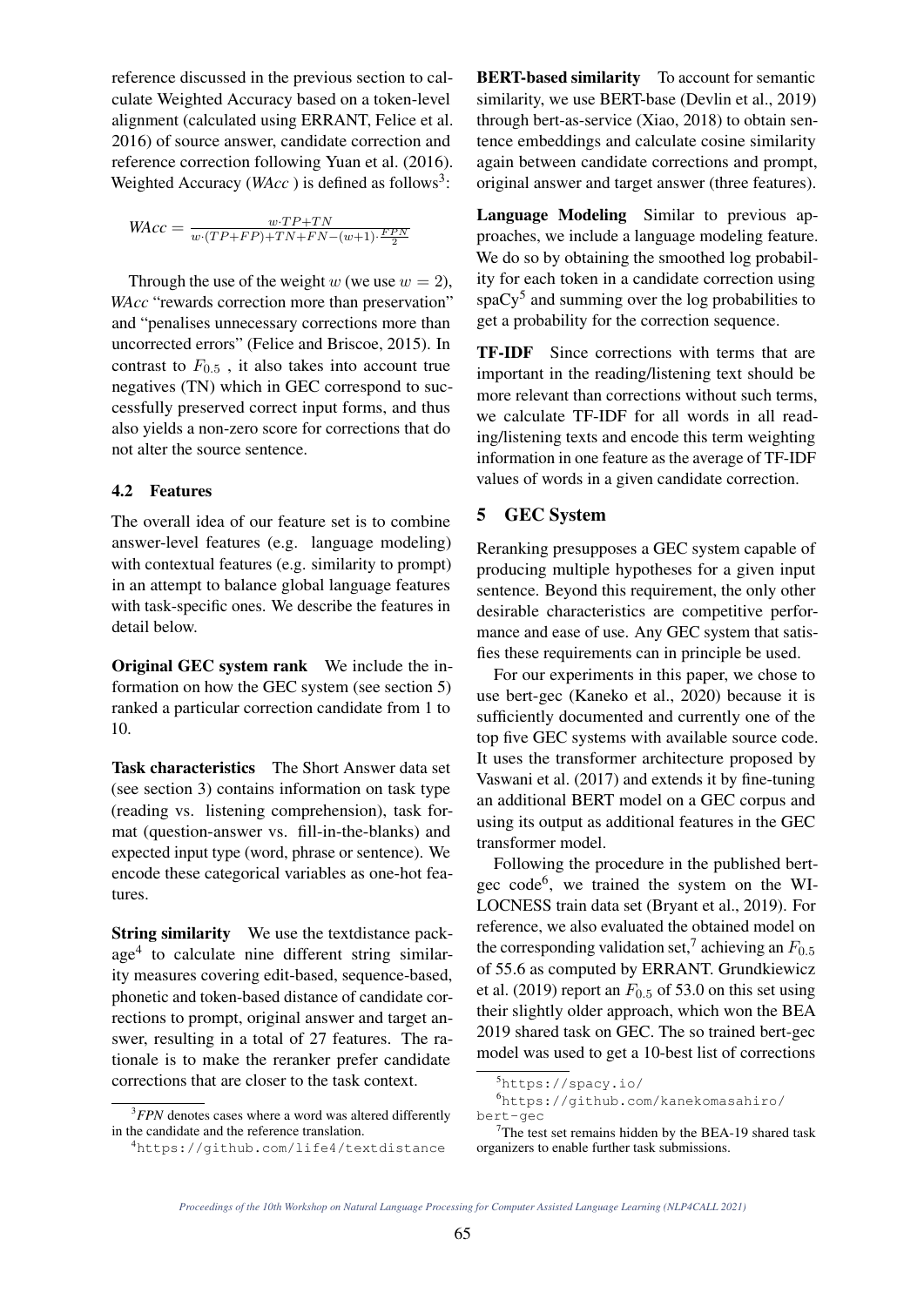reference discussed in the previous section to calculate Weighted Accuracy based on a token-level alignment (calculated using ERRANT, Felice et al. 2016) of source answer, candidate correction and reference correction following Yuan et al. (2016). Weighted Accuracy (*WAcc*) is defined as follows[3]:

$$WAcc = \frac{w \cdot TP + TN}{w \cdot (TP + FP) + TN + FN - (w+1) \cdot \frac{FPN}{2}}$$

Through the use of the weight $w$ (we use $w = 2$), *WAcc* "rewards correction more than preservation" and "penalises unnecessary corrections more than uncorrected errors" (Felice and Briscoe, 2015). In contrast to $F_{0.5}$, it also takes into account true negatives (TN) which in GEC correspond to successfully preserved correct input forms, and thus also yields a non-zero score for corrections that do not alter the source sentence.

### 4.2 Features

The overall idea of our feature set is to combine answer-level features (e.g. language modeling) with contextual features (e.g. similarity to prompt) in an attempt to balance global language features with task-specific ones. We describe the features in detail below.

**Original GEC system rank** We include the information on how the GEC system (see section 5) ranked a particular correction candidate from 1 to 10.

**Task characteristics** The Short Answer data set (see section 3) contains information on task type (reading vs. listening comprehension), task format (question-answer vs. fill-in-the-blanks) and expected input type (word, phrase or sentence). We encode these categorical variables as one-hot features.

**String similarity** We use the textdistance package[4] to calculate nine different string similarity measures covering edit-based, sequence-based, phonetic and token-based distance of candidate corrections to prompt, original answer and target answer, resulting in a total of 27 features. The rationale is to make the reranker prefer candidate corrections that are closer to the task context.

**BERT-based similarity** To account for semantic similarity, we use BERT-base (Devlin et al., 2019) through bert-as-service (Xiao, 2018) to obtain sentence embeddings and calculate cosine similarity again between candidate corrections and prompt, original answer and target answer (three features).

**Language Modeling** Similar to previous approaches, we include a language modeling feature. We do so by obtaining the smoothed log probability for each token in a candidate correction using spaCy[5] and summing over the log probabilities to get a probability for the correction sequence.

**TF-IDF** Since corrections with terms that are important in the reading/listening text should be more relevant than corrections without such terms, we calculate TF-IDF for all words in all reading/listening texts and encode this term weighting information in one feature as the average of TF-IDF values of words in a given candidate correction.

## 5 GEC System

Reranking presupposes a GEC system capable of producing multiple hypotheses for a given input sentence. Beyond this requirement, the only other desirable characteristics are competitive performance and ease of use. Any GEC system that satisfies these requirements can in principle be used.

For our experiments in this paper, we chose to use bert-gec (Kaneko et al., 2020) because it is sufficiently documented and currently one of the top five GEC systems with available source code. It uses the transformer architecture proposed by Vaswani et al. (2017) and extends it by fine-tuning an additional BERT model on a GEC corpus and using its output as additional features in the GEC transformer model.

Following the procedure in the published bert-gec code[6], we trained the system on the WI-LOCNESS train data set (Bryant et al., 2019). For reference, we also evaluated the obtained model on the corresponding validation set,[7] achieving an $F_{0.5}$ of 55.6 as computed by ERRANT. Grundkiewicz et al. (2019) report an $F_{0.5}$ of 53.0 on this set using their slightly older approach, which won the BEA 2019 shared task on GEC. The so trained bert-gec model was used to get a 10-best list of corrections

[3] *FPN* denotes cases where a word was altered differently in the candidate and the reference translation.

[4] https://github.com/life4/textdistance

[5] https://spacy.io/

[6] https://github.com/kanekomasahiro/bert-gec

[7] The test set remains hidden by the BEA-19 shared task organizers to enable further task submissions.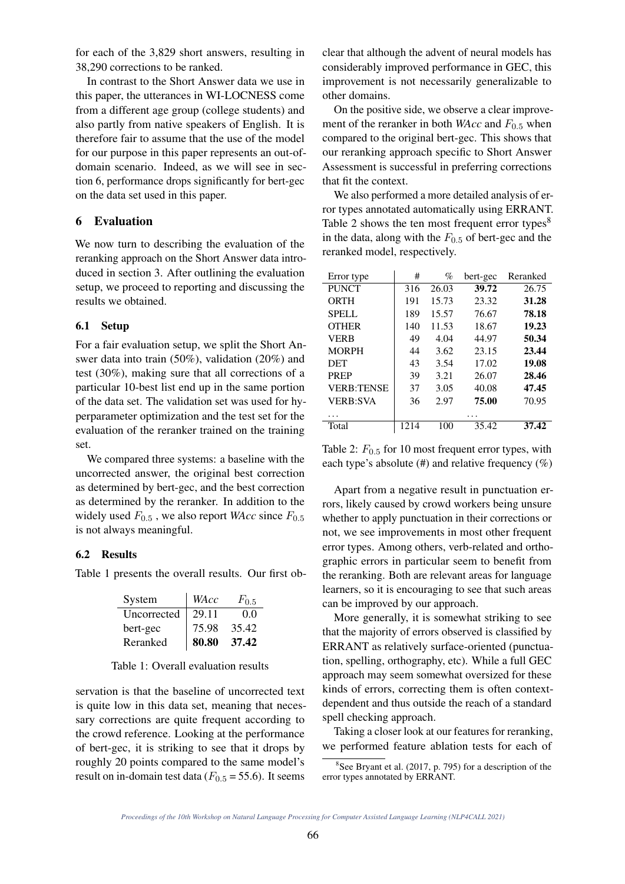for each of the 3,829 short answers, resulting in 38,290 corrections to be ranked.

In contrast to the Short Answer data we use in this paper, the utterances in WI-LOCNESS come from a different age group (college students) and also partly from native speakers of English. It is therefore fair to assume that the use of the model for our purpose in this paper represents an out-of-domain scenario. Indeed, as we will see in section 6, performance drops significantly for bert-gec on the data set used in this paper.

## 6 Evaluation

We now turn to describing the evaluation of the reranking approach on the Short Answer data introduced in section 3. After outlining the evaluation setup, we proceed to reporting and discussing the results we obtained.

### 6.1 Setup

For a fair evaluation setup, we split the Short Answer data into train (50%), validation (20%) and test (30%), making sure that all corrections of a particular 10-best list end up in the same portion of the data set. The validation set was used for hyperparameter optimization and the test set for the evaluation of the reranker trained on the training set.

We compared three systems: a baseline with the uncorrected answer, the original best correction as determined by bert-gec, and the best correction as determined by the reranker. In addition to the widely used $F_{0.5}$ , we also report *WAcc* since $F_{0.5}$ is not always meaningful.

### 6.2 Results

Table 1 presents the overall results. Our first observation is that the baseline of uncorrected text is quite low in this data set, meaning that necessary corrections are quite frequent according to the crowd reference. Looking at the performance of bert-gec, it is striking to see that it drops by roughly 20 points compared to the same model's result on in-domain test data ($F_{0.5}$ = 55.6). It seems clear that although the advent of neural models has considerably improved performance in GEC, this improvement is not necessarily generalizable to other domains.

| System | *WAcc* | $F_{0.5}$ |
|---|---|---|
| Uncorrected | 29.11 | 0.0 |
| bert-gec | 75.98 | 35.42 |
| Reranked | **80.80** | **37.42** |

Table 1: Overall evaluation results

On the positive side, we observe a clear improvement of the reranker in both *WAcc* and $F_{0.5}$ when compared to the original bert-gec. This shows that our reranking approach specific to Short Answer Assessment is successful in preferring corrections that fit the context.

We also performed a more detailed analysis of error types annotated automatically using ERRANT. Table 2 shows the ten most frequent error types[8] in the data, along with the $F_{0.5}$ of bert-gec and the reranked model, respectively.

| Error type | # | % | bert-gec | Reranked |
|---|---|---|---|---|
| PUNCT | 316 | 26.03 | **39.72** | 26.75 |
| ORTH | 191 | 15.73 | 23.32 | **31.28** |
| SPELL | 189 | 15.57 | 76.67 | **78.18** |
| OTHER | 140 | 11.53 | 18.67 | **19.23** |
| VERB | 49 | 4.04 | 44.97 | **50.34** |
| MORPH | 44 | 3.62 | 23.15 | **23.44** |
| DET | 43 | 3.54 | 17.02 | **19.08** |
| PREP | 39 | 3.21 | 26.07 | **28.46** |
| VERB:TENSE | 37 | 3.05 | 40.08 | **47.45** |
| VERB:SVA | 36 | 2.97 | **75.00** | 70.95 |
| ... | | | ... | |
| Total | 1214 | 100 | 35.42 | **37.42** |

Table 2: $F_{0.5}$ for 10 most frequent error types, with each type's absolute (#) and relative frequency (%)

Apart from a negative result in punctuation errors, likely caused by crowd workers being unsure whether to apply punctuation in their corrections or not, we see improvements in most other frequent error types. Among others, verb-related and orthographic errors in particular seem to benefit from the reranking. Both are relevant areas for language learners, so it is encouraging to see that such areas can be improved by our approach.

More generally, it is somewhat striking to see that the majority of errors observed is classified by ERRANT as relatively surface-oriented (punctuation, spelling, orthography, etc). While a full GEC approach may seem somewhat oversized for these kinds of errors, correcting them is often context-dependent and thus outside the reach of a standard spell checking approach.

Taking a closer look at our features for reranking, we performed feature ablation tests for each of

[8] See Bryant et al. (2017, p. 795) for a description of the error types annotated by ERRANT.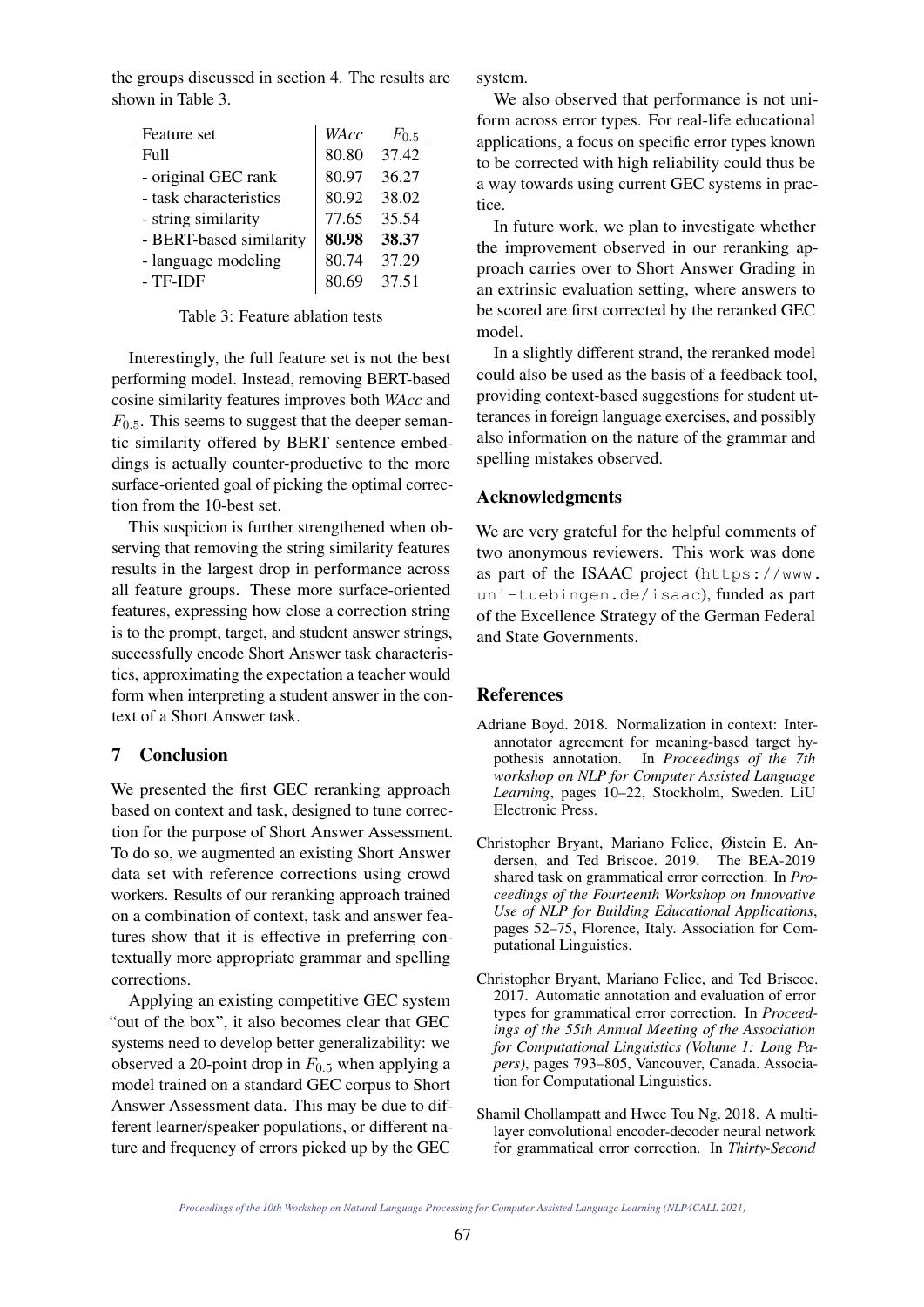the groups discussed in section 4. The results are shown in Table 3.

| Feature set | *WAcc* | $F_{0.5}$ |
|---|---|---|
| Full | 80.80 | 37.42 |
| - original GEC rank | 80.97 | 36.27 |
| - task characteristics | 80.92 | 38.02 |
| - string similarity | 77.65 | 35.54 |
| - BERT-based similarity | **80.98** | **38.37** |
| - language modeling | 80.74 | 37.29 |
| - TF-IDF | 80.69 | 37.51 |

Table 3: Feature ablation tests

Interestingly, the full feature set is not the best performing model. Instead, removing BERT-based cosine similarity features improves both *WAcc* and $F_{0.5}$. This seems to suggest that the deeper semantic similarity offered by BERT sentence embeddings is actually counter-productive to the more surface-oriented goal of picking the optimal correction from the 10-best set.

This suspicion is further strengthened when observing that removing the string similarity features results in the largest drop in performance across all feature groups. These more surface-oriented features, expressing how close a correction string is to the prompt, target, and student answer strings, successfully encode Short Answer task characteristics, approximating the expectation a teacher would form when interpreting a student answer in the context of a Short Answer task.

## 7 Conclusion

We presented the first GEC reranking approach based on context and task, designed to tune correction for the purpose of Short Answer Assessment. To do so, we augmented an existing Short Answer data set with reference corrections using crowd workers. Results of our reranking approach trained on a combination of context, task and answer features show that it is effective in preferring contextually more appropriate grammar and spelling corrections.

Applying an existing competitive GEC system "out of the box", it also becomes clear that GEC systems need to develop better generalizability: we observed a 20-point drop in $F_{0.5}$ when applying a model trained on a standard GEC corpus to Short Answer Assessment data. This may be due to different learner/speaker populations, or different nature and frequency of errors picked up by the GEC system.

We also observed that performance is not uniform across error types. For real-life educational applications, a focus on specific error types known to be corrected with high reliability could thus be a way towards using current GEC systems in practice.

In future work, we plan to investigate whether the improvement observed in our reranking approach carries over to Short Answer Grading in an extrinsic evaluation setting, where answers to be scored are first corrected by the reranked GEC model.

In a slightly different strand, the reranked model could also be used as the basis of a feedback tool, providing context-based suggestions for student utterances in foreign language exercises, and possibly also information on the nature of the grammar and spelling mistakes observed.

## Acknowledgments

We are very grateful for the helpful comments of two anonymous reviewers. This work was done as part of the ISAAC project (https://www.uni-tuebingen.de/isaac), funded as part of the Excellence Strategy of the German Federal and State Governments.

## References

Adriane Boyd. 2018. Normalization in context: Inter-annotator agreement for meaning-based target hypothesis annotation. In *Proceedings of the 7th workshop on NLP for Computer Assisted Language Learning*, pages 10–22, Stockholm, Sweden. LiU Electronic Press.

Christopher Bryant, Mariano Felice, Øistein E. Andersen, and Ted Briscoe. 2019. The BEA-2019 shared task on grammatical error correction. In *Proceedings of the Fourteenth Workshop on Innovative Use of NLP for Building Educational Applications*, pages 52–75, Florence, Italy. Association for Computational Linguistics.

Christopher Bryant, Mariano Felice, and Ted Briscoe. 2017. Automatic annotation and evaluation of error types for grammatical error correction. In *Proceedings of the 55th Annual Meeting of the Association for Computational Linguistics (Volume 1: Long Papers)*, pages 793–805, Vancouver, Canada. Association for Computational Linguistics.

Shamil Chollampatt and Hwee Tou Ng. 2018. A multi-layer convolutional encoder-decoder neural network for grammatical error correction. In *Thirty-Second*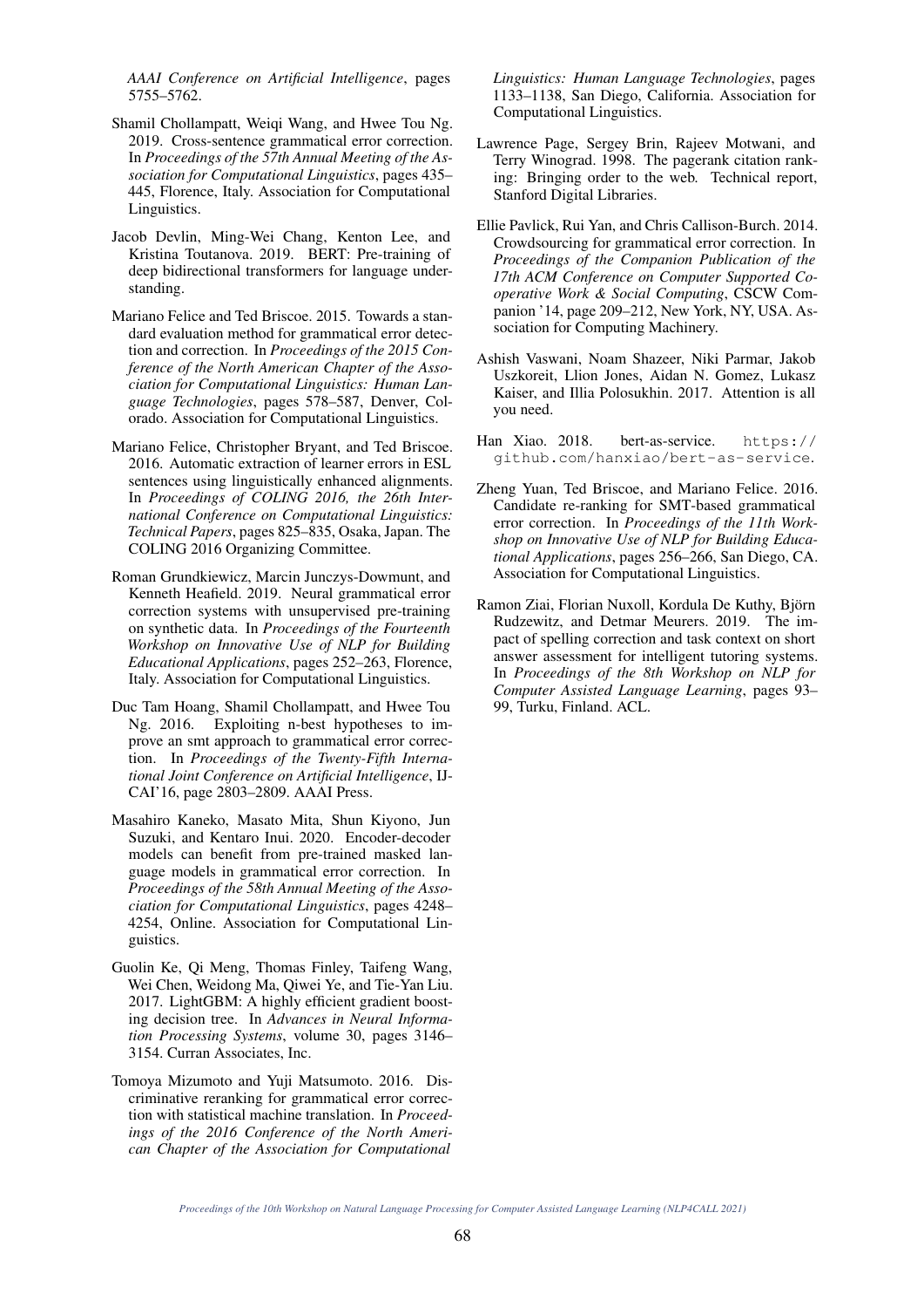*AAAI Conference on Artificial Intelligence*, pages 5755–5762.

Shamil Chollampatt, Weiqi Wang, and Hwee Tou Ng. 2019. Cross-sentence grammatical error correction. In *Proceedings of the 57th Annual Meeting of the Association for Computational Linguistics*, pages 435–445, Florence, Italy. Association for Computational Linguistics.

Jacob Devlin, Ming-Wei Chang, Kenton Lee, and Kristina Toutanova. 2019. BERT: Pre-training of deep bidirectional transformers for language understanding.

Mariano Felice and Ted Briscoe. 2015. Towards a standard evaluation method for grammatical error detection and correction. In *Proceedings of the 2015 Conference of the North American Chapter of the Association for Computational Linguistics: Human Language Technologies*, pages 578–587, Denver, Colorado. Association for Computational Linguistics.

Mariano Felice, Christopher Bryant, and Ted Briscoe. 2016. Automatic extraction of learner errors in ESL sentences using linguistically enhanced alignments. In *Proceedings of COLING 2016, the 26th International Conference on Computational Linguistics: Technical Papers*, pages 825–835, Osaka, Japan. The COLING 2016 Organizing Committee.

Roman Grundkiewicz, Marcin Junczys-Dowmunt, and Kenneth Heafield. 2019. Neural grammatical error correction systems with unsupervised pre-training on synthetic data. In *Proceedings of the Fourteenth Workshop on Innovative Use of NLP for Building Educational Applications*, pages 252–263, Florence, Italy. Association for Computational Linguistics.

Duc Tam Hoang, Shamil Chollampatt, and Hwee Tou Ng. 2016. Exploiting n-best hypotheses to improve an smt approach to grammatical error correction. In *Proceedings of the Twenty-Fifth International Joint Conference on Artificial Intelligence*, IJCAI'16, page 2803–2809. AAAI Press.

Masahiro Kaneko, Masato Mita, Shun Kiyono, Jun Suzuki, and Kentaro Inui. 2020. Encoder-decoder models can benefit from pre-trained masked language models in grammatical error correction. In *Proceedings of the 58th Annual Meeting of the Association for Computational Linguistics*, pages 4248–4254, Online. Association for Computational Linguistics.

Guolin Ke, Qi Meng, Thomas Finley, Taifeng Wang, Wei Chen, Weidong Ma, Qiwei Ye, and Tie-Yan Liu. 2017. LightGBM: A highly efficient gradient boosting decision tree. In *Advances in Neural Information Processing Systems*, volume 30, pages 3146–3154. Curran Associates, Inc.

Tomoya Mizumoto and Yuji Matsumoto. 2016. Discriminative reranking for grammatical error correction with statistical machine translation. In *Proceedings of the 2016 Conference of the North American Chapter of the Association for Computational Linguistics: Human Language Technologies*, pages 1133–1138, San Diego, California. Association for Computational Linguistics.

Lawrence Page, Sergey Brin, Rajeev Motwani, and Terry Winograd. 1998. The pagerank citation ranking: Bringing order to the web. Technical report, Stanford Digital Libraries.

Ellie Pavlick, Rui Yan, and Chris Callison-Burch. 2014. Crowdsourcing for grammatical error correction. In *Proceedings of the Companion Publication of the 17th ACM Conference on Computer Supported Cooperative Work & Social Computing*, CSCW Companion '14, page 209–212, New York, NY, USA. Association for Computing Machinery.

Ashish Vaswani, Noam Shazeer, Niki Parmar, Jakob Uszkoreit, Llion Jones, Aidan N. Gomez, Lukasz Kaiser, and Illia Polosukhin. 2017. Attention is all you need.

Han Xiao. 2018. bert-as-service. `https://github.com/hanxiao/bert-as-service`.

Zheng Yuan, Ted Briscoe, and Mariano Felice. 2016. Candidate re-ranking for SMT-based grammatical error correction. In *Proceedings of the 11th Workshop on Innovative Use of NLP for Building Educational Applications*, pages 256–266, San Diego, CA. Association for Computational Linguistics.

Ramon Ziai, Florian Nuxoll, Kordula De Kuthy, Björn Rudzewitz, and Detmar Meurers. 2019. The impact of spelling correction and task context on short answer assessment for intelligent tutoring systems. In *Proceedings of the 8th Workshop on NLP for Computer Assisted Language Learning*, pages 93–99, Turku, Finland. ACL.